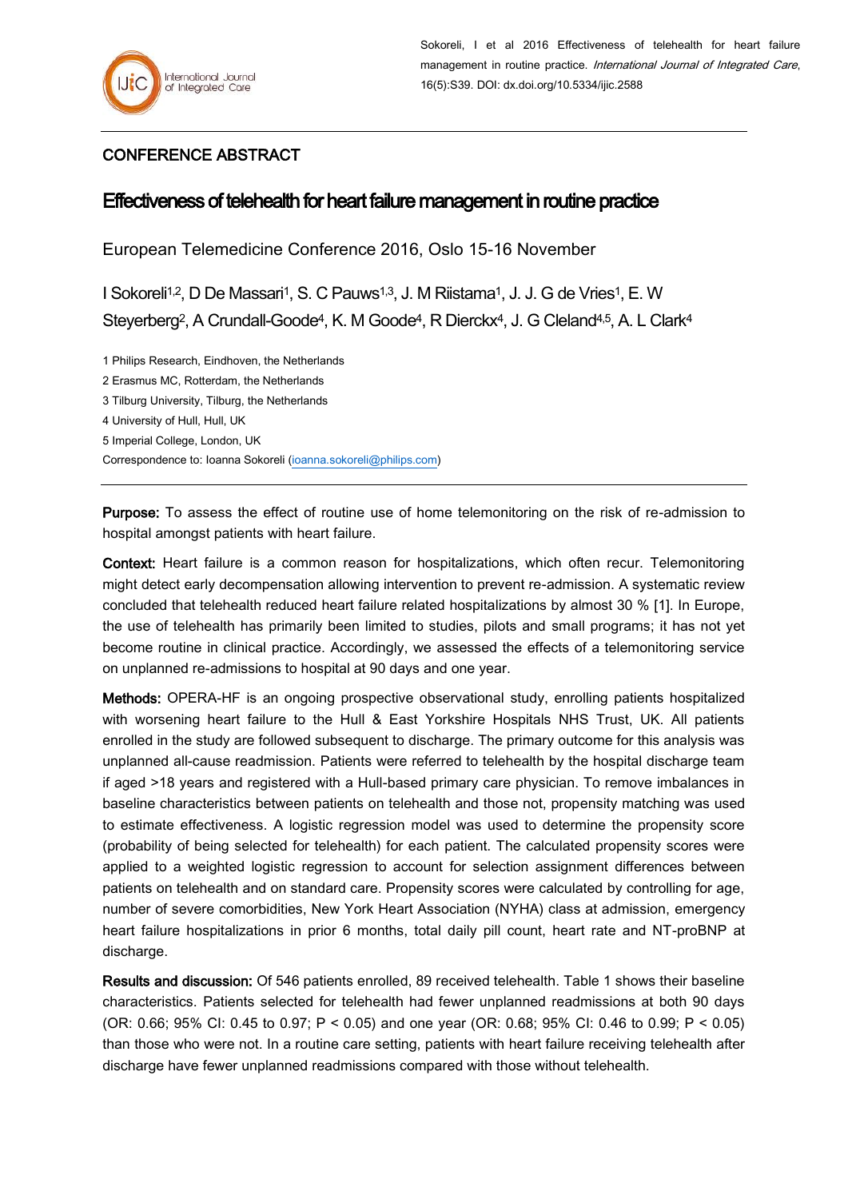Sokoreli, I et al 2016 Effectiveness of telehealth for heart failure management in routine practice. *International Journal of Integrated Care*, 16(5):S39. DOI: dx.doi.org/10.5334/ijic.2588

## CONFERENCE ABSTRACT

# Effectiveness of telehealth for heart failure management in routine practice

European Telemedicine Conference 2016, Oslo 15-16 November

I Sokoreli[1,2], D De Massari[1], S. C Pauws[1,3], J. M Riistama[1], J. J. G de Vries[1], E. W Steyerberg[2], A Crundall-Goode[4], K. M Goode[4], R Dierckx[4], J. G Cleland[4,5], A. L Clark[4]

1 Philips Research, Eindhoven, the Netherlands

2 Erasmus MC, Rotterdam, the Netherlands

3 Tilburg University, Tilburg, the Netherlands

4 University of Hull, Hull, UK

5 Imperial College, London, UK

Correspondence to: Ioanna Sokoreli (ioanna.sokoreli@philips.com)

**Purpose:** To assess the effect of routine use of home telemonitoring on the risk of re-admission to hospital amongst patients with heart failure.

**Context:** Heart failure is a common reason for hospitalizations, which often recur. Telemonitoring might detect early decompensation allowing intervention to prevent re-admission. A systematic review concluded that telehealth reduced heart failure related hospitalizations by almost 30 % [1]. In Europe, the use of telehealth has primarily been limited to studies, pilots and small programs; it has not yet become routine in clinical practice. Accordingly, we assessed the effects of a telemonitoring service on unplanned re-admissions to hospital at 90 days and one year.

**Methods:** OPERA-HF is an ongoing prospective observational study, enrolling patients hospitalized with worsening heart failure to the Hull & East Yorkshire Hospitals NHS Trust, UK. All patients enrolled in the study are followed subsequent to discharge. The primary outcome for this analysis was unplanned all-cause readmission. Patients were referred to telehealth by the hospital discharge team if aged >18 years and registered with a Hull-based primary care physician. To remove imbalances in baseline characteristics between patients on telehealth and those not, propensity matching was used to estimate effectiveness. A logistic regression model was used to determine the propensity score (probability of being selected for telehealth) for each patient. The calculated propensity scores were applied to a weighted logistic regression to account for selection assignment differences between patients on telehealth and on standard care. Propensity scores were calculated by controlling for age, number of severe comorbidities, New York Heart Association (NYHA) class at admission, emergency heart failure hospitalizations in prior 6 months, total daily pill count, heart rate and NT-proBNP at discharge.

**Results and discussion:** Of 546 patients enrolled, 89 received telehealth. Table 1 shows their baseline characteristics. Patients selected for telehealth had fewer unplanned readmissions at both 90 days (OR: 0.66; 95% CI: 0.45 to 0.97; $P < 0.05$) and one year (OR: 0.68; 95% CI: 0.46 to 0.99; $P < 0.05$) than those who were not. In a routine care setting, patients with heart failure receiving telehealth after discharge have fewer unplanned readmissions compared with those without telehealth.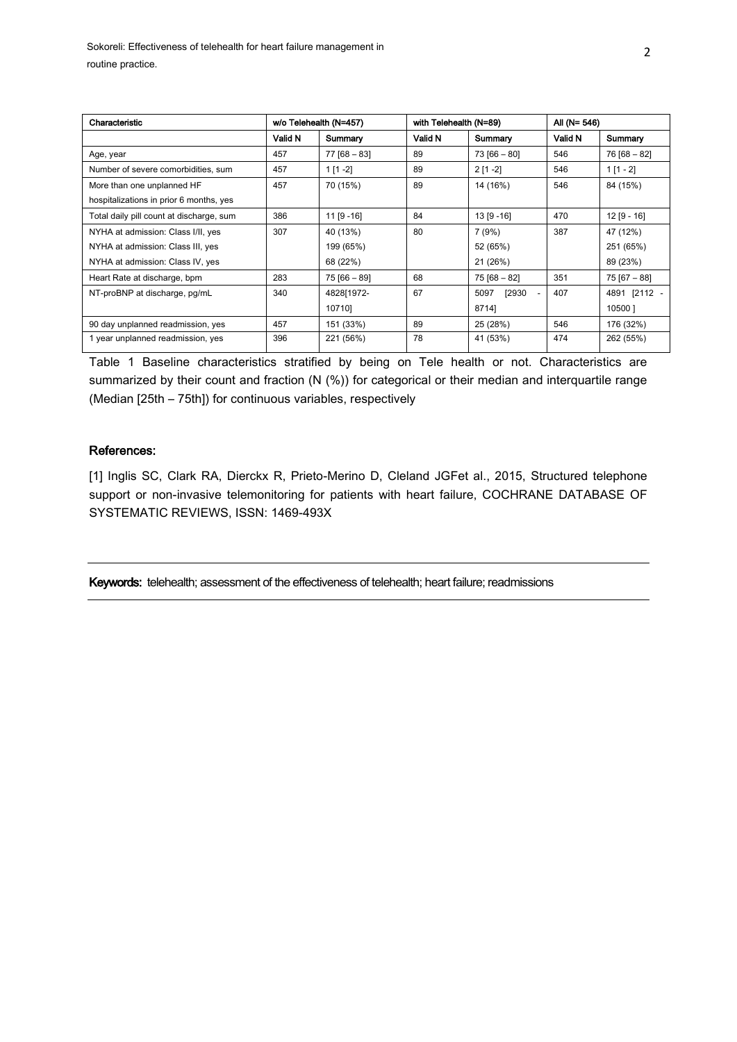| Characteristic | w/o Telehealth (N=457) | | with Telehealth (N=89) | | All (N= 546) | |
|---|---|---|---|---|---|---|
| | Valid N | Summary | Valid N | Summary | Valid N | Summary |
| Age, year | 457 | 77 [68 – 83] | 89 | 73 [66 – 80] | 546 | 76 [68 – 82] |
| Number of severe comorbidities, sum | 457 | 1 [1 -2] | 89 | 2 [1 -2] | 546 | 1 [1 - 2] |
| More than one unplanned HF hospitalizations in prior 6 months, yes | 457 | 70 (15%) | 89 | 14 (16%) | 546 | 84 (15%) |
| Total daily pill count at discharge, sum | 386 | 11 [9 -16] | 84 | 13 [9 -16] | 470 | 12 [9 - 16] |
| NYHA at admission: Class I/II, yes | 307 | 40 (13%) | 80 | 7 (9%) | 387 | 47 (12%) |
| NYHA at admission: Class III, yes | | 199 (65%) | | 52 (65%) | | 251 (65%) |
| NYHA at admission: Class IV, yes | | 68 (22%) | | 21 (26%) | | 89 (23%) |
| Heart Rate at discharge, bpm | 283 | 75 [66 – 89] | 68 | 75 [68 – 82] | 351 | 75 [67 – 88] |
| NT-proBNP at discharge, pg/mL | 340 | 4828[1972-10710] | 67 | 5097 [2930 - 8714] | 407 | 4891 [2112 - 10500 ] |
| 90 day unplanned readmission, yes | 457 | 151 (33%) | 89 | 25 (28%) | 546 | 176 (32%) |
| 1 year unplanned readmission, yes | 396 | 221 (56%) | 78 | 41 (53%) | 474 | 262 (55%) |

Table 1 Baseline characteristics stratified by being on Tele health or not. Characteristics are summarized by their count and fraction (N (%)) for categorical or their median and interquartile range (Median [25th – 75th]) for continuous variables, respectively

## References:

[1] Inglis SC, Clark RA, Dierckx R, Prieto-Merino D, Cleland JGFet al., 2015, Structured telephone support or non-invasive telemonitoring for patients with heart failure, COCHRANE DATABASE OF SYSTEMATIC REVIEWS, ISSN: 1469-493X

---

**Keywords:** telehealth; assessment of the effectiveness of telehealth; heart failure; readmissions

---